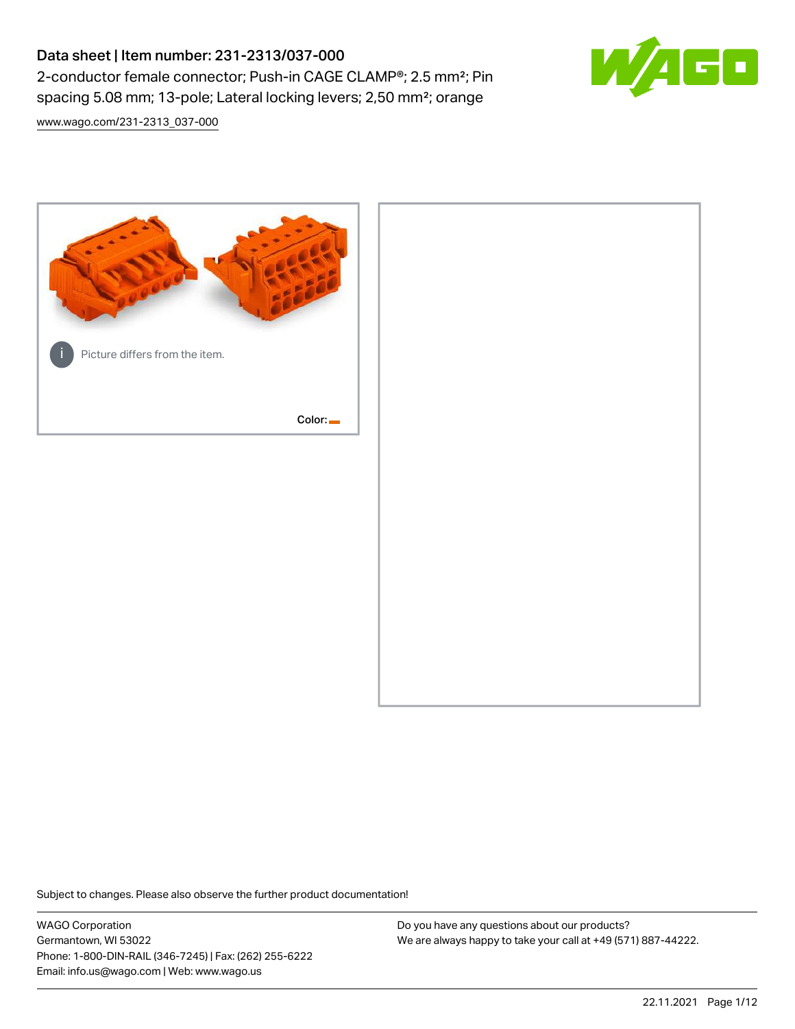# Data sheet | Item number: 231-2313/037-000

2-conductor female connector; Push-in CAGE CLAMP®; 2.5 mm²; Pin spacing 5.08 mm; 13-pole; Lateral locking levers; 2,50 mm²; orange

www.wago.com/231-2313_037-000

Picture differs from the item.

Color:

Subject to changes. Please also observe the further product documentation!

WAGO Corporation
Germantown, WI 53022
Phone: 1-800-DIN-RAIL (346-7245) | Fax: (262) 255-6222
Email: info.us@wago.com | Web: www.wago.us

Do you have any questions about our products?
We are always happy to take your call at +49 (571) 887-44222.

22.11.2021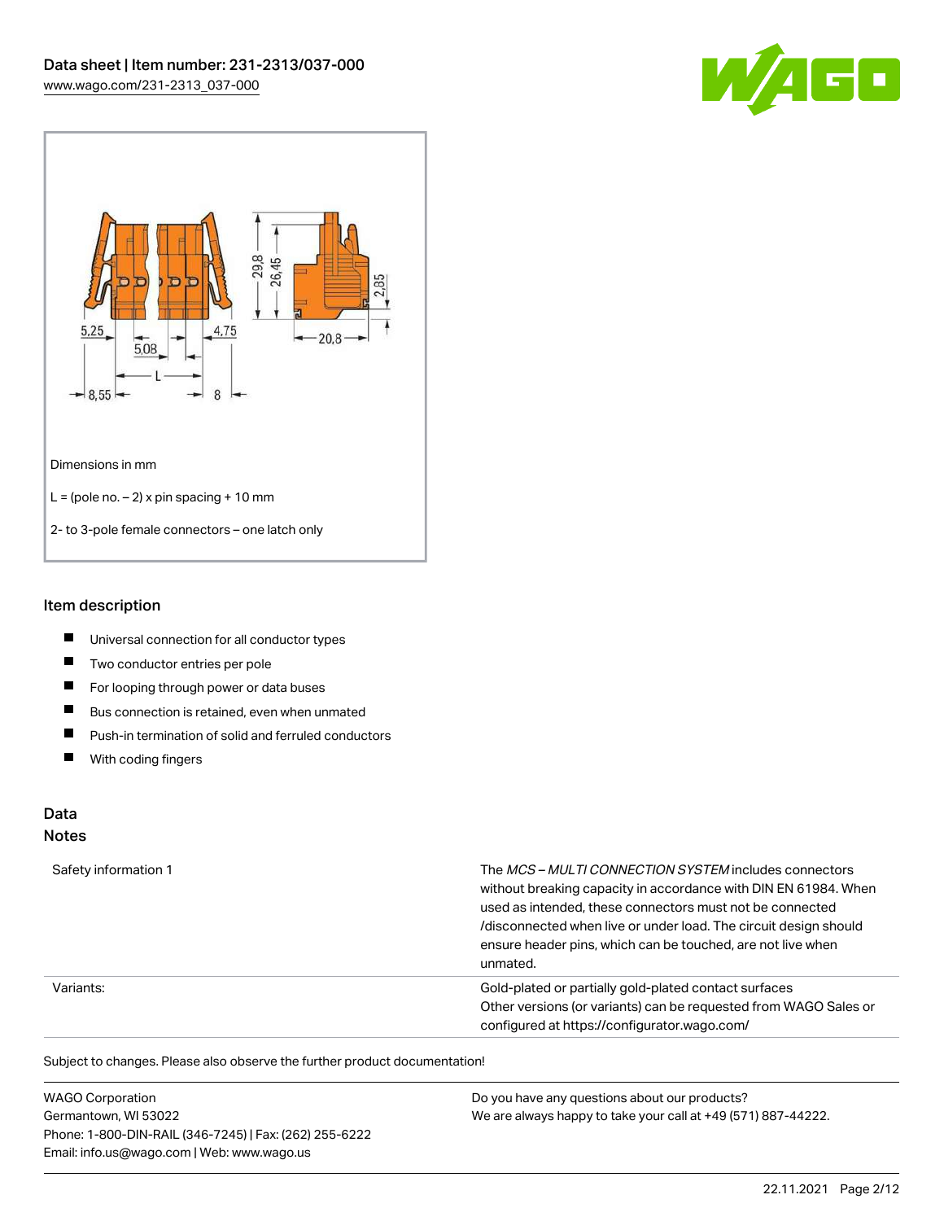Dimensions in mm

L = (pole no. – 2) x pin spacing + 10 mm

2- to 3-pole female connectors – one latch only

## Item description

- Universal connection for all conductor types
- Two conductor entries per pole
- For looping through power or data buses
- Bus connection is retained, even when unmated
- Push-in termination of solid and ferruled conductors
- With coding fingers

## Data

### Notes

| | |
|---|---|
| Safety information 1 | The *MCS – MULTI CONNECTION SYSTEM* includes connectors without breaking capacity in accordance with DIN EN 61984. When used as intended, these connectors must not be connected /disconnected when live or under load. The circuit design should ensure header pins, which can be touched, are not live when unmated. |
| Variants: | Gold-plated or partially gold-plated contact surfaces<br>Other versions (or variants) can be requested from WAGO Sales or configured at https://configurator.wago.com/ |

Subject to changes. Please also observe the further product documentation!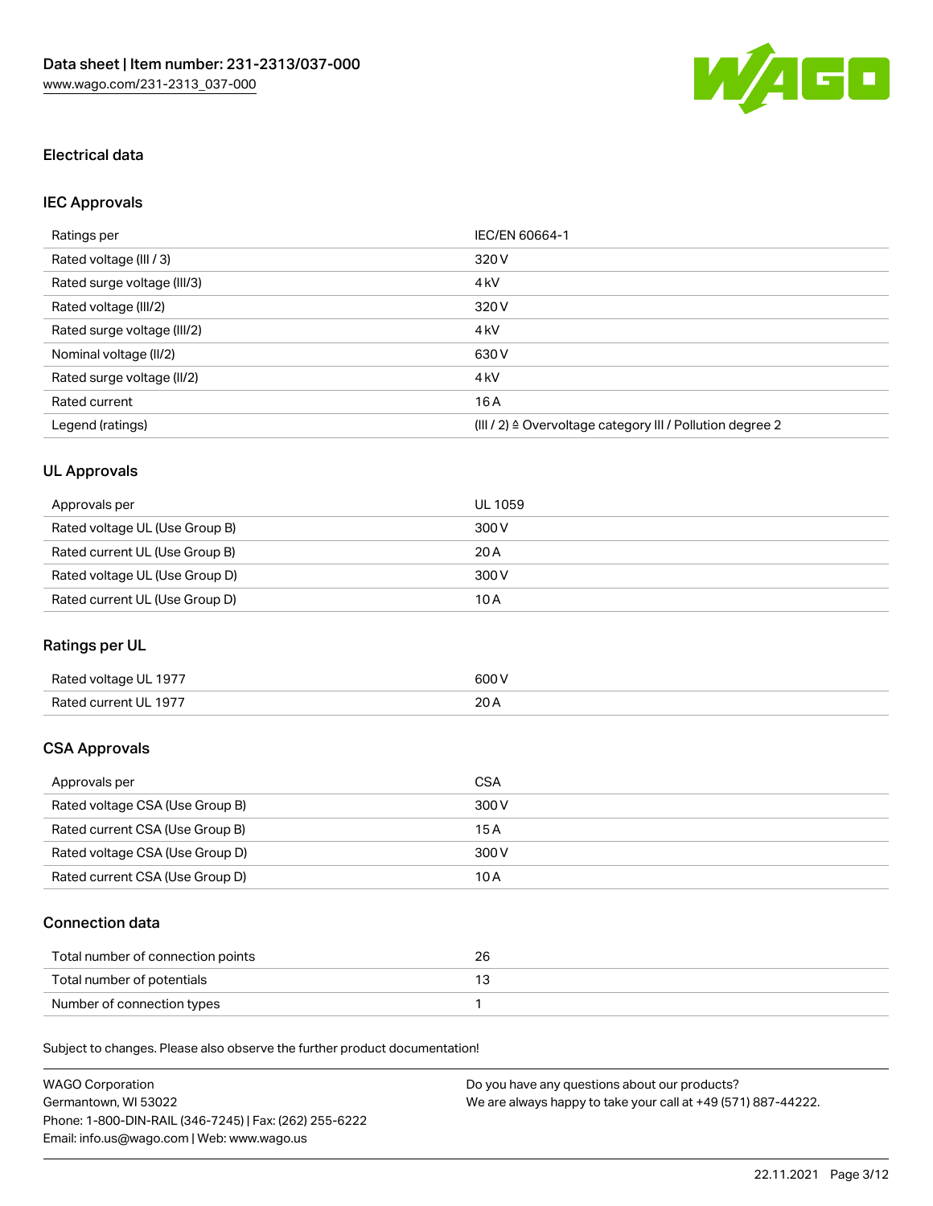## Electrical data

### IEC Approvals

| Ratings per | IEC/EN 60664-1 |
|---|---|
| Rated voltage (III / 3) | 320 V |
| Rated surge voltage (III/3) | 4 kV |
| Rated voltage (III/2) | 320 V |
| Rated surge voltage (III/2) | 4 kV |
| Nominal voltage (II/2) | 630 V |
| Rated surge voltage (II/2) | 4 kV |
| Rated current | 16 A |
| Legend (ratings) | (III / 2) ≙ Overvoltage category III / Pollution degree 2 |

### UL Approvals

| Approvals per | UL 1059 |
|---|---|
| Rated voltage UL (Use Group B) | 300 V |
| Rated current UL (Use Group B) | 20 A |
| Rated voltage UL (Use Group D) | 300 V |
| Rated current UL (Use Group D) | 10 A |

### Ratings per UL

| Rated voltage UL 1977 | 600 V |
|---|---|
| Rated current UL 1977 | 20 A |

### CSA Approvals

| Approvals per | CSA |
|---|---|
| Rated voltage CSA (Use Group B) | 300 V |
| Rated current CSA (Use Group B) | 15 A |
| Rated voltage CSA (Use Group D) | 300 V |
| Rated current CSA (Use Group D) | 10 A |

### Connection data

| Total number of connection points | 26 |
|---|---|
| Total number of potentials | 13 |
| Number of connection types | 1 |

Subject to changes. Please also observe the further product documentation!

WAGO Corporation
Germantown, WI 53022
Phone: 1-800-DIN-RAIL (346-7245) | Fax: (262) 255-6222
Email: info.us@wago.com | Web: www.wago.us

Do you have any questions about our products?
We are always happy to take your call at +49 (571) 887-44222.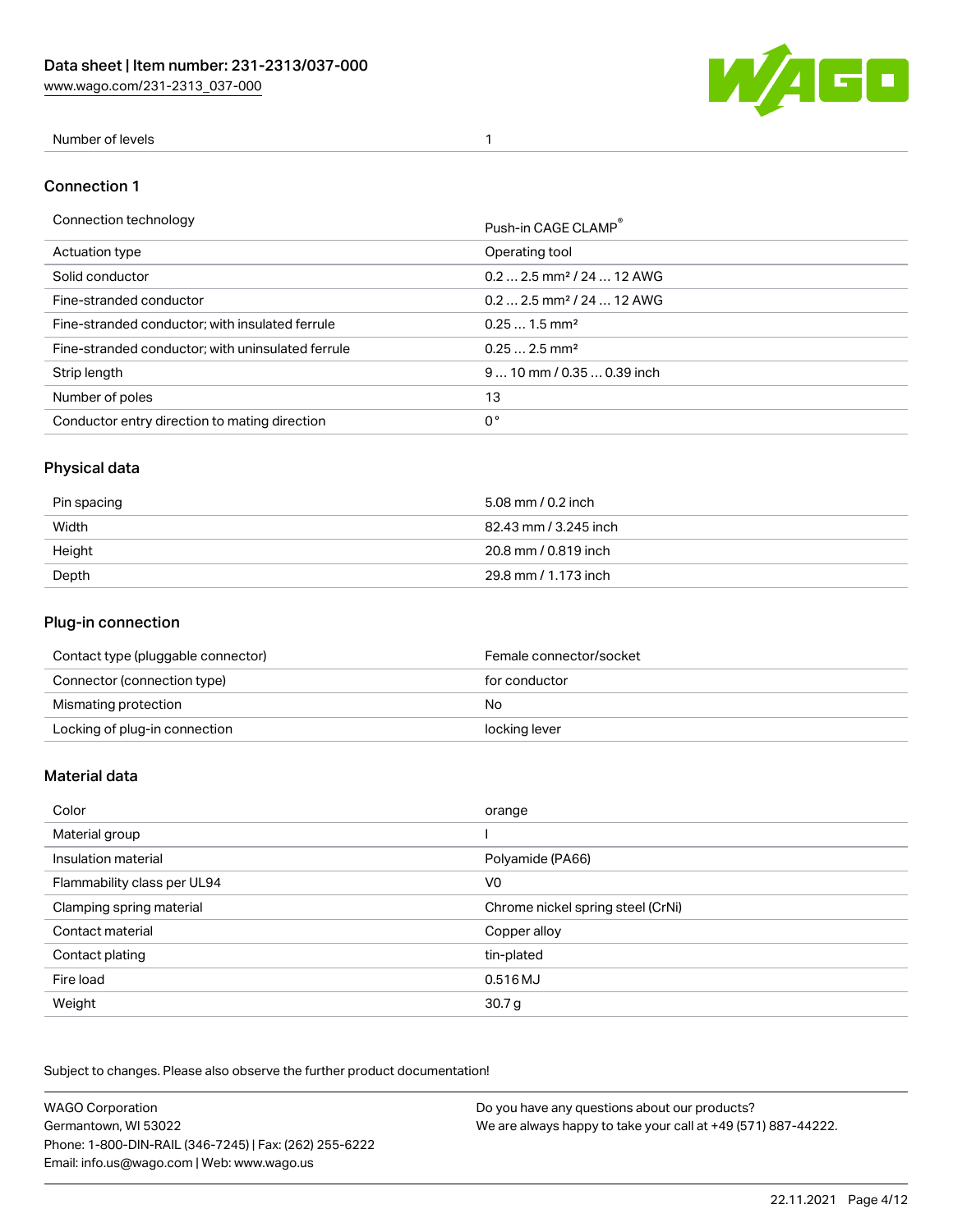| Number of levels | 1 |
| --- | --- |

## Connection 1

| Connection technology | Push-in CAGE CLAMP® |
| --- | --- |
| Actuation type | Operating tool |
| Solid conductor | 0.2 … 2.5 mm² / 24 … 12 AWG |
| Fine-stranded conductor | 0.2 … 2.5 mm² / 24 … 12 AWG |
| Fine-stranded conductor; with insulated ferrule | 0.25 … 1.5 mm² |
| Fine-stranded conductor; with uninsulated ferrule | 0.25 … 2.5 mm² |
| Strip length | 9 … 10 mm / 0.35 … 0.39 inch |
| Number of poles | 13 |
| Conductor entry direction to mating direction | 0 ° |

## Physical data

| Pin spacing | 5.08 mm / 0.2 inch |
| --- | --- |
| Width | 82.43 mm / 3.245 inch |
| Height | 20.8 mm / 0.819 inch |
| Depth | 29.8 mm / 1.173 inch |

## Plug-in connection

| Contact type (pluggable connector) | Female connector/socket |
| --- | --- |
| Connector (connection type) | for conductor |
| Mismating protection | No |
| Locking of plug-in connection | locking lever |

## Material data

| Color | orange |
| --- | --- |
| Material group | I |
| Insulation material | Polyamide (PA66) |
| Flammability class per UL94 | V0 |
| Clamping spring material | Chrome nickel spring steel (CrNi) |
| Contact material | Copper alloy |
| Contact plating | tin-plated |
| Fire load | 0.516 MJ |
| Weight | 30.7 g |

Subject to changes. Please also observe the further product documentation!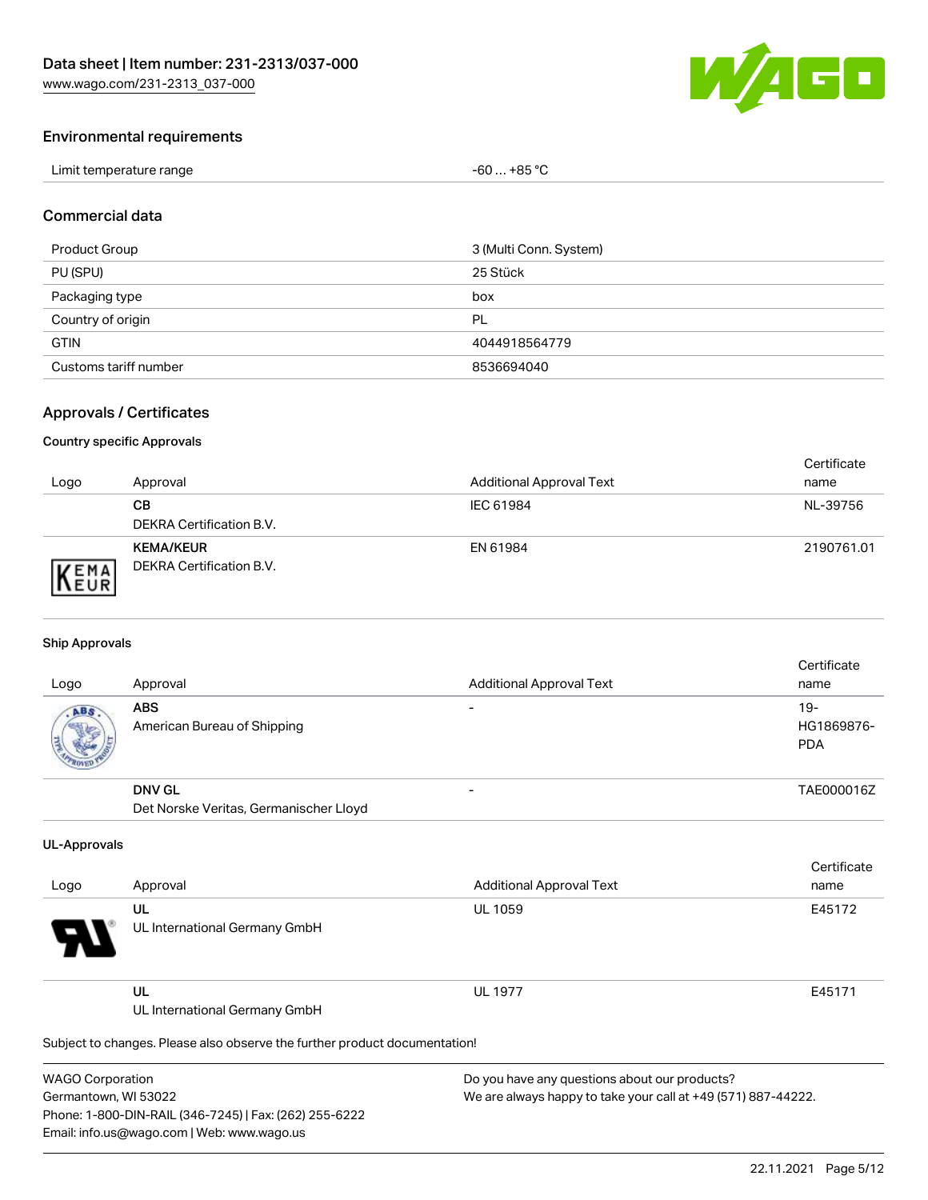## Environmental requirements

| Limit temperature range | -60 … +85 °C |
| --- | --- |

## Commercial data

| Product Group | 3 (Multi Conn. System) |
| --- | --- |
| PU (SPU) | 25 Stück |
| Packaging type | box |
| Country of origin | PL |
| GTIN | 4044918564779 |
| Customs tariff number | 8536694040 |

## Approvals / Certificates

### Country specific Approvals

| Logo | Approval | Additional Approval Text | Certificate name |
| --- | --- | --- | --- |
| | **CB** DEKRA Certification B.V. | IEC 61984 | NL-39756 |
| | **KEMA/KEUR** DEKRA Certification B.V. | EN 61984 | 2190761.01 |

### Ship Approvals

| Logo | Approval | Additional Approval Text | Certificate name |
| --- | --- | --- | --- |
| | **ABS** American Bureau of Shipping | - | 19-HG1869876-PDA |
| | **DNV GL** Det Norske Veritas, Germanischer Lloyd | - | TAE000016Z |

### UL-Approvals

| Logo | Approval | Additional Approval Text | Certificate name |
| --- | --- | --- | --- |
| | **UL** UL International Germany GmbH | UL 1059 | E45172 |
| | **UL** UL International Germany GmbH | UL 1977 | E45171 |

Subject to changes. Please also observe the further product documentation!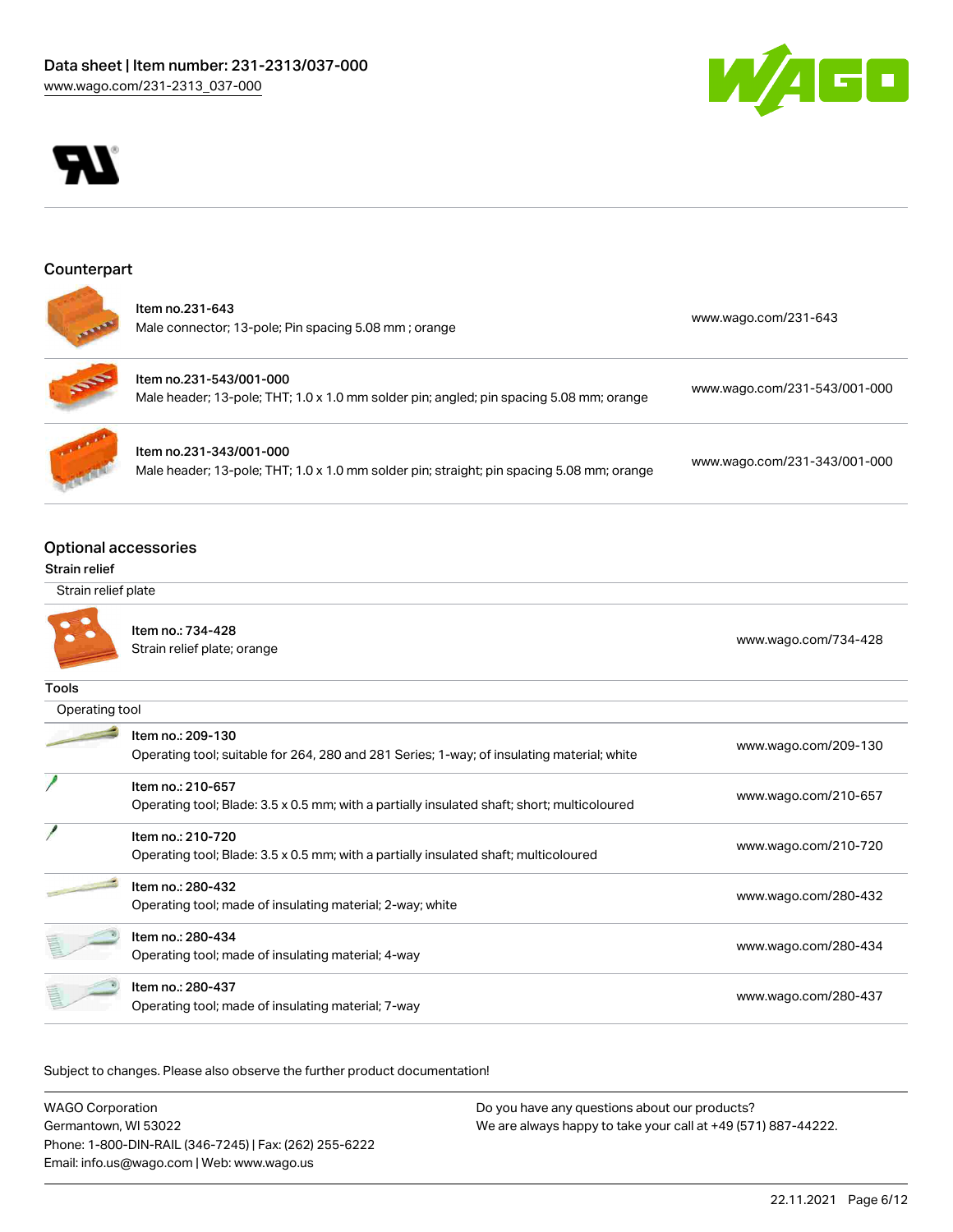## Counterpart

| Item | URL |
|---|---|
| Item no.231-643<br>Male connector; 13-pole; Pin spacing 5.08 mm ; orange | www.wago.com/231-643 |
| Item no.231-543/001-000<br>Male header; 13-pole; THT; 1.0 x 1.0 mm solder pin; angled; pin spacing 5.08 mm; orange | www.wago.com/231-543/001-000 |
| Item no.231-343/001-000<br>Male header; 13-pole; THT; 1.0 x 1.0 mm solder pin; straight; pin spacing 5.08 mm; orange | www.wago.com/231-343/001-000 |

## Optional accessories

### Strain relief

Strain relief plate

| Item | URL |
|---|---|
| Item no.: 734-428<br>Strain relief plate; orange | www.wago.com/734-428 |

### Tools

Operating tool

| Item | URL |
|---|---|
| Item no.: 209-130<br>Operating tool; suitable for 264, 280 and 281 Series; 1-way; of insulating material; white | www.wago.com/209-130 |
| Item no.: 210-657<br>Operating tool; Blade: 3.5 x 0.5 mm; with a partially insulated shaft; short; multicoloured | www.wago.com/210-657 |
| Item no.: 210-720<br>Operating tool; Blade: 3.5 x 0.5 mm; with a partially insulated shaft; multicoloured | www.wago.com/210-720 |
| Item no.: 280-432<br>Operating tool; made of insulating material; 2-way; white | www.wago.com/280-432 |
| Item no.: 280-434<br>Operating tool; made of insulating material; 4-way | www.wago.com/280-434 |
| Item no.: 280-437<br>Operating tool; made of insulating material; 7-way | www.wago.com/280-437 |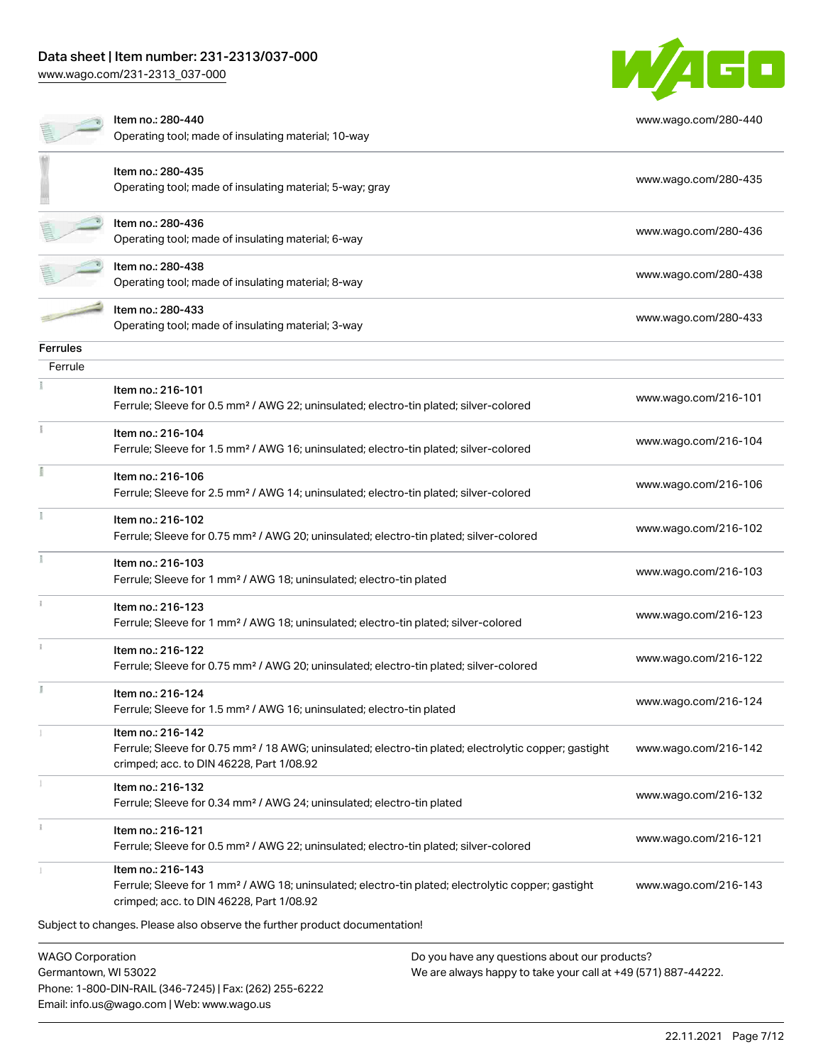| Item | Link |
| --- | --- |
| Item no.: 280-440<br>Operating tool; made of insulating material; 10-way | www.wago.com/280-440 |
| Item no.: 280-435<br>Operating tool; made of insulating material; 5-way; gray | www.wago.com/280-435 |
| Item no.: 280-436<br>Operating tool; made of insulating material; 6-way | www.wago.com/280-436 |
| Item no.: 280-438<br>Operating tool; made of insulating material; 8-way | www.wago.com/280-438 |
| Item no.: 280-433<br>Operating tool; made of insulating material; 3-way | www.wago.com/280-433 |

## Ferrules

### Ferrule

| Item | Link |
| --- | --- |
| Item no.: 216-101<br>Ferrule; Sleeve for 0.5 mm² / AWG 22; uninsulated; electro-tin plated; silver-colored | www.wago.com/216-101 |
| Item no.: 216-104<br>Ferrule; Sleeve for 1.5 mm² / AWG 16; uninsulated; electro-tin plated; silver-colored | www.wago.com/216-104 |
| Item no.: 216-106<br>Ferrule; Sleeve for 2.5 mm² / AWG 14; uninsulated; electro-tin plated; silver-colored | www.wago.com/216-106 |
| Item no.: 216-102<br>Ferrule; Sleeve for 0.75 mm² / AWG 20; uninsulated; electro-tin plated; silver-colored | www.wago.com/216-102 |
| Item no.: 216-103<br>Ferrule; Sleeve for 1 mm² / AWG 18; uninsulated; electro-tin plated | www.wago.com/216-103 |
| Item no.: 216-123<br>Ferrule; Sleeve for 1 mm² / AWG 18; uninsulated; electro-tin plated; silver-colored | www.wago.com/216-123 |
| Item no.: 216-122<br>Ferrule; Sleeve for 0.75 mm² / AWG 20; uninsulated; electro-tin plated; silver-colored | www.wago.com/216-122 |
| Item no.: 216-124<br>Ferrule; Sleeve for 1.5 mm² / AWG 16; uninsulated; electro-tin plated | www.wago.com/216-124 |
| Item no.: 216-142<br>Ferrule; Sleeve for 0.75 mm² / 18 AWG; uninsulated; electro-tin plated; electrolytic copper; gastight crimped; acc. to DIN 46228, Part 1/08.92 | www.wago.com/216-142 |
| Item no.: 216-132<br>Ferrule; Sleeve for 0.34 mm² / AWG 24; uninsulated; electro-tin plated | www.wago.com/216-132 |
| Item no.: 216-121<br>Ferrule; Sleeve for 0.5 mm² / AWG 22; uninsulated; electro-tin plated; silver-colored | www.wago.com/216-121 |
| Item no.: 216-143<br>Ferrule; Sleeve for 1 mm² / AWG 18; uninsulated; electro-tin plated; electrolytic copper; gastight crimped; acc. to DIN 46228, Part 1/08.92 | www.wago.com/216-143 |

Subject to changes. Please also observe the further product documentation!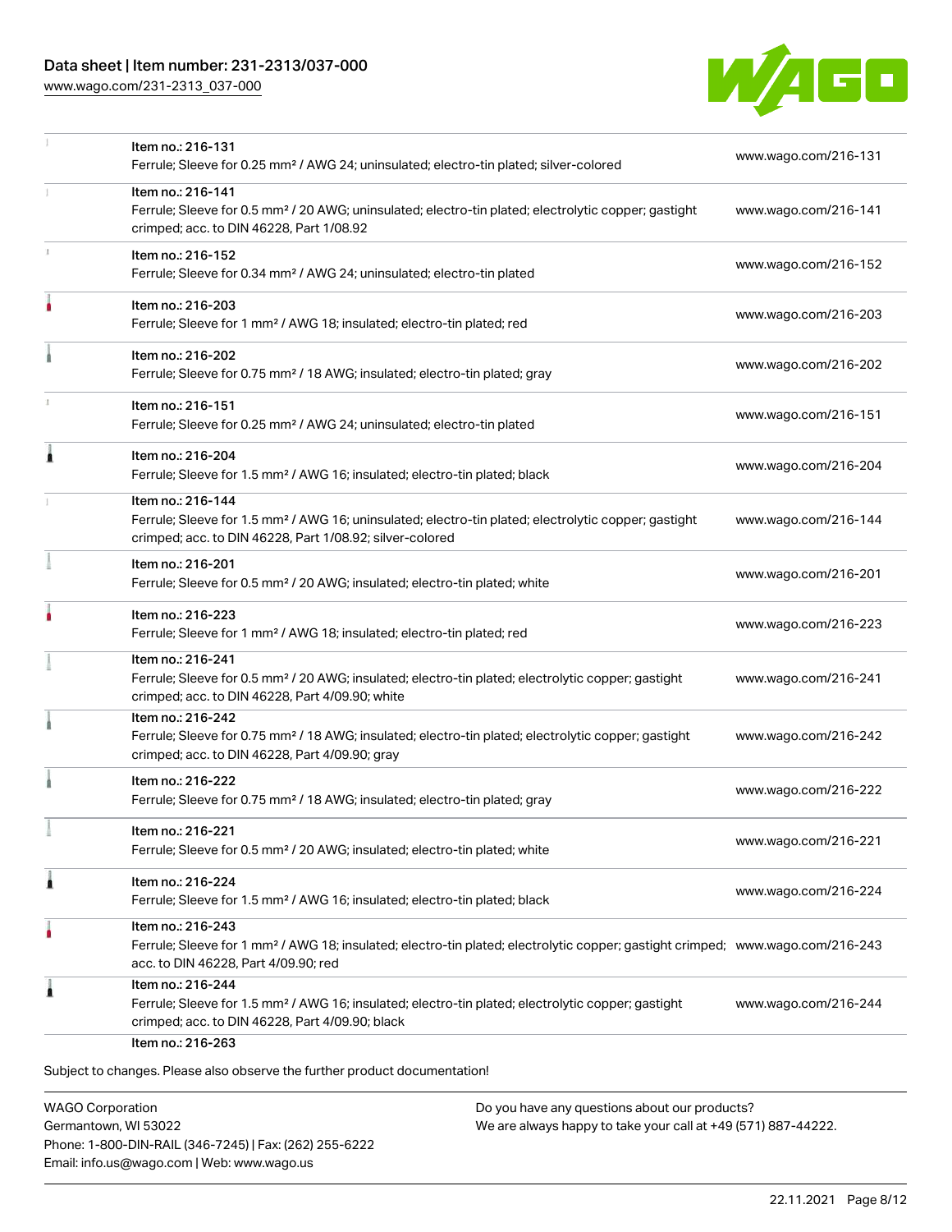| | | |
|---|---|---|
| | Item no.: 216-131<br>Ferrule; Sleeve for 0.25 mm² / AWG 24; uninsulated; electro-tin plated; silver-colored | www.wago.com/216-131 |
| | Item no.: 216-141<br>Ferrule; Sleeve for 0.5 mm² / 20 AWG; uninsulated; electro-tin plated; electrolytic copper; gastight crimped; acc. to DIN 46228, Part 1/08.92 | www.wago.com/216-141 |
| | Item no.: 216-152<br>Ferrule; Sleeve for 0.34 mm² / AWG 24; uninsulated; electro-tin plated | www.wago.com/216-152 |
| | Item no.: 216-203<br>Ferrule; Sleeve for 1 mm² / AWG 18; insulated; electro-tin plated; red | www.wago.com/216-203 |
| | Item no.: 216-202<br>Ferrule; Sleeve for 0.75 mm² / 18 AWG; insulated; electro-tin plated; gray | www.wago.com/216-202 |
| | Item no.: 216-151<br>Ferrule; Sleeve for 0.25 mm² / AWG 24; uninsulated; electro-tin plated | www.wago.com/216-151 |
| | Item no.: 216-204<br>Ferrule; Sleeve for 1.5 mm² / AWG 16; insulated; electro-tin plated; black | www.wago.com/216-204 |
| | Item no.: 216-144<br>Ferrule; Sleeve for 1.5 mm² / AWG 16; uninsulated; electro-tin plated; electrolytic copper; gastight crimped; acc. to DIN 46228, Part 1/08.92; silver-colored | www.wago.com/216-144 |
| | Item no.: 216-201<br>Ferrule; Sleeve for 0.5 mm² / 20 AWG; insulated; electro-tin plated; white | www.wago.com/216-201 |
| | Item no.: 216-223<br>Ferrule; Sleeve for 1 mm² / AWG 18; insulated; electro-tin plated; red | www.wago.com/216-223 |
| | Item no.: 216-241<br>Ferrule; Sleeve for 0.5 mm² / 20 AWG; insulated; electro-tin plated; electrolytic copper; gastight crimped; acc. to DIN 46228, Part 4/09.90; white | www.wago.com/216-241 |
| | Item no.: 216-242<br>Ferrule; Sleeve for 0.75 mm² / 18 AWG; insulated; electro-tin plated; electrolytic copper; gastight crimped; acc. to DIN 46228, Part 4/09.90; gray | www.wago.com/216-242 |
| | Item no.: 216-222<br>Ferrule; Sleeve for 0.75 mm² / 18 AWG; insulated; electro-tin plated; gray | www.wago.com/216-222 |
| | Item no.: 216-221<br>Ferrule; Sleeve for 0.5 mm² / 20 AWG; insulated; electro-tin plated; white | www.wago.com/216-221 |
| | Item no.: 216-224<br>Ferrule; Sleeve for 1.5 mm² / AWG 16; insulated; electro-tin plated; black | www.wago.com/216-224 |
| | Item no.: 216-243<br>Ferrule; Sleeve for 1 mm² / AWG 18; insulated; electro-tin plated; electrolytic copper; gastight crimped; acc. to DIN 46228, Part 4/09.90; red | www.wago.com/216-243 |
| | Item no.: 216-244<br>Ferrule; Sleeve for 1.5 mm² / AWG 16; insulated; electro-tin plated; electrolytic copper; gastight crimped; acc. to DIN 46228, Part 4/09.90; black | www.wago.com/216-244 |
| | Item no.: 216-263 | |

Subject to changes. Please also observe the further product documentation!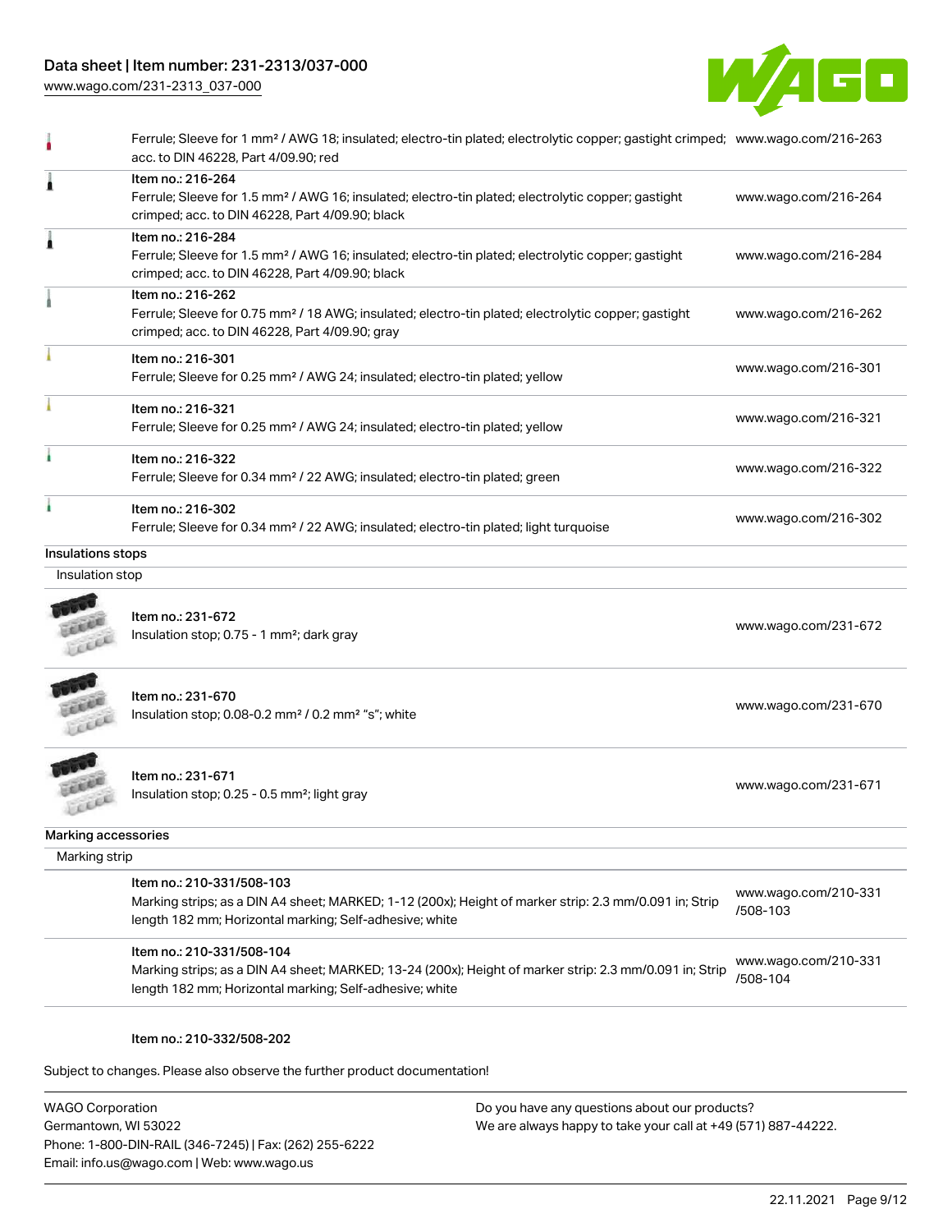| | | |
|---|---|---|
| | Ferrule; Sleeve for 1 mm² / AWG 18; insulated; electro-tin plated; electrolytic copper; gastight crimped; acc. to DIN 46228, Part 4/09.90; red | www.wago.com/216-263 |
| | Item no.: 216-264<br>Ferrule; Sleeve for 1.5 mm² / AWG 16; insulated; electro-tin plated; electrolytic copper; gastight crimped; acc. to DIN 46228, Part 4/09.90; black | www.wago.com/216-264 |
| | Item no.: 216-284<br>Ferrule; Sleeve for 1.5 mm² / AWG 16; insulated; electro-tin plated; electrolytic copper; gastight crimped; acc. to DIN 46228, Part 4/09.90; black | www.wago.com/216-284 |
| | Item no.: 216-262<br>Ferrule; Sleeve for 0.75 mm² / 18 AWG; insulated; electro-tin plated; electrolytic copper; gastight crimped; acc. to DIN 46228, Part 4/09.90; gray | www.wago.com/216-262 |
| | Item no.: 216-301<br>Ferrule; Sleeve for 0.25 mm² / AWG 24; insulated; electro-tin plated; yellow | www.wago.com/216-301 |
| | Item no.: 216-321<br>Ferrule; Sleeve for 0.25 mm² / AWG 24; insulated; electro-tin plated; yellow | www.wago.com/216-321 |
| | Item no.: 216-322<br>Ferrule; Sleeve for 0.34 mm² / 22 AWG; insulated; electro-tin plated; green | www.wago.com/216-322 |
| | Item no.: 216-302<br>Ferrule; Sleeve for 0.34 mm² / 22 AWG; insulated; electro-tin plated; light turquoise | www.wago.com/216-302 |

**Insulations stops**

Insulation stop

| | | |
|---|---|---|
| | Item no.: 231-672<br>Insulation stop; 0.75 - 1 mm²; dark gray | www.wago.com/231-672 |
| | Item no.: 231-670<br>Insulation stop; 0.08-0.2 mm² / 0.2 mm² "s"; white | www.wago.com/231-670 |
| | Item no.: 231-671<br>Insulation stop; 0.25 - 0.5 mm²; light gray | www.wago.com/231-671 |

**Marking accessories**

Marking strip

| | | |
|---|---|---|
| | Item no.: 210-331/508-103<br>Marking strips; as a DIN A4 sheet; MARKED; 1-12 (200x); Height of marker strip: 2.3 mm/0.091 in; Strip length 182 mm; Horizontal marking; Self-adhesive; white | www.wago.com/210-331/508-103 |
| | Item no.: 210-331/508-104<br>Marking strips; as a DIN A4 sheet; MARKED; 13-24 (200x); Height of marker strip: 2.3 mm/0.091 in; Strip length 182 mm; Horizontal marking; Self-adhesive; white | www.wago.com/210-331/508-104 |

Item no.: 210-332/508-202

Subject to changes. Please also observe the further product documentation!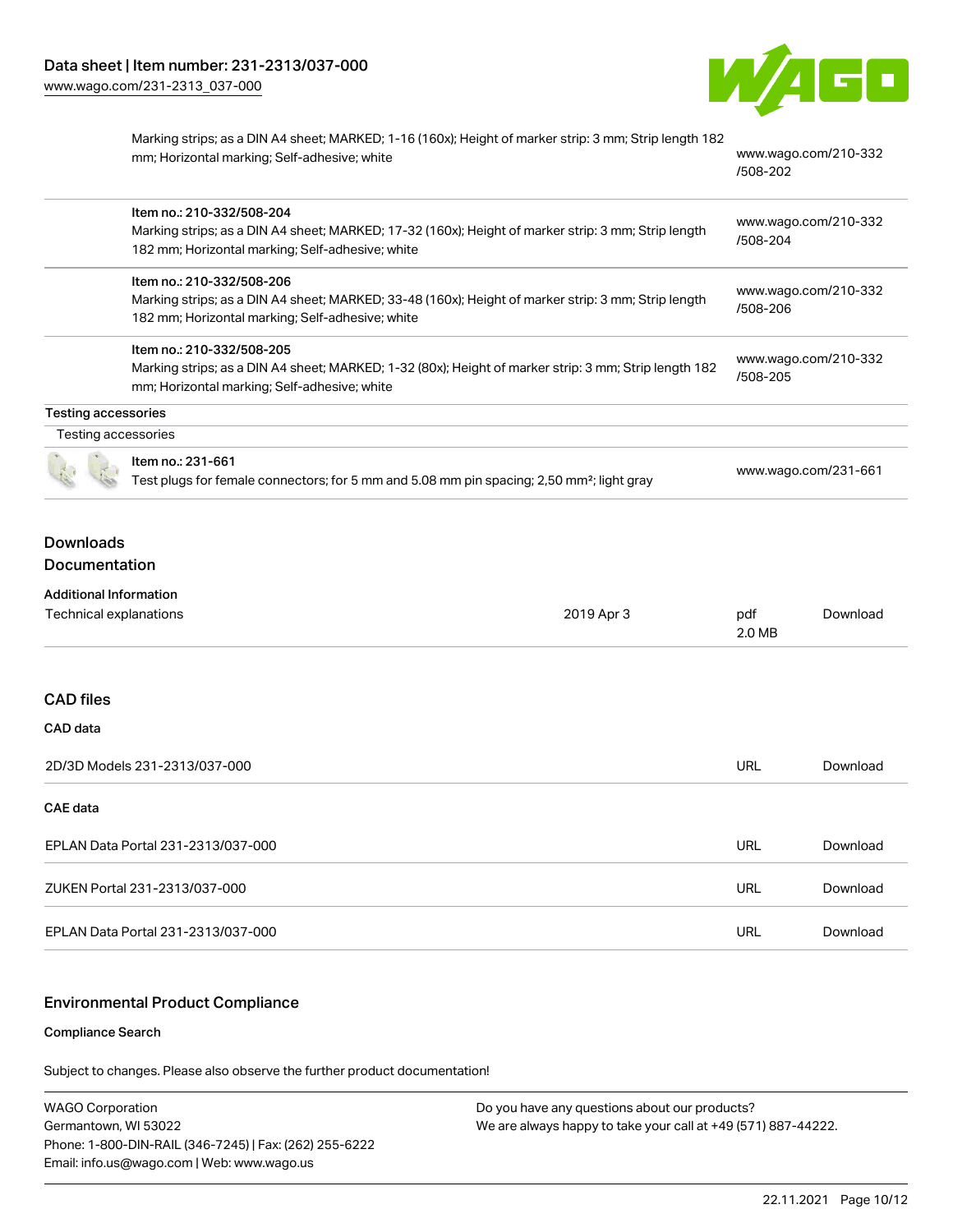| | |
|---|---|
| Marking strips; as a DIN A4 sheet; MARKED; 1-16 (160x); Height of marker strip: 3 mm; Strip length 182 mm; Horizontal marking; Self-adhesive; white | www.wago.com/210-332/508-202 |
| Item no.: 210-332/508-204<br>Marking strips; as a DIN A4 sheet; MARKED; 17-32 (160x); Height of marker strip: 3 mm; Strip length 182 mm; Horizontal marking; Self-adhesive; white | www.wago.com/210-332/508-204 |
| Item no.: 210-332/508-206<br>Marking strips; as a DIN A4 sheet; MARKED; 33-48 (160x); Height of marker strip: 3 mm; Strip length 182 mm; Horizontal marking; Self-adhesive; white | www.wago.com/210-332/508-206 |
| Item no.: 210-332/508-205<br>Marking strips; as a DIN A4 sheet; MARKED; 1-32 (80x); Height of marker strip: 3 mm; Strip length 182 mm; Horizontal marking; Self-adhesive; white | www.wago.com/210-332/508-205 |

**Testing accessories**

Testing accessories

| | |
|---|---|
| Item no.: 231-661<br>Test plugs for female connectors; for 5 mm and 5.08 mm pin spacing; 2,50 mm²; light gray | www.wago.com/231-661 |

## Downloads

### Documentation

**Additional Information**

| | | | |
|---|---|---|---|
| Technical explanations | 2019 Apr 3 | pdf 2.0 MB | Download |

## CAD files

**CAD data**

| | | |
|---|---|---|
| 2D/3D Models 231-2313/037-000 | URL | Download |

**CAE data**

| | | |
|---|---|---|
| EPLAN Data Portal 231-2313/037-000 | URL | Download |
| ZUKEN Portal 231-2313/037-000 | URL | Download |
| EPLAN Data Portal 231-2313/037-000 | URL | Download |

## Environmental Product Compliance

**Compliance Search**

Subject to changes. Please also observe the further product documentation!

WAGO Corporation
Germantown, WI 53022
Phone: 1-800-DIN-RAIL (346-7245) | Fax: (262) 255-6222
Email: info.us@wago.com | Web: www.wago.us

Do you have any questions about our products?
We are always happy to take your call at +49 (571) 887-44222.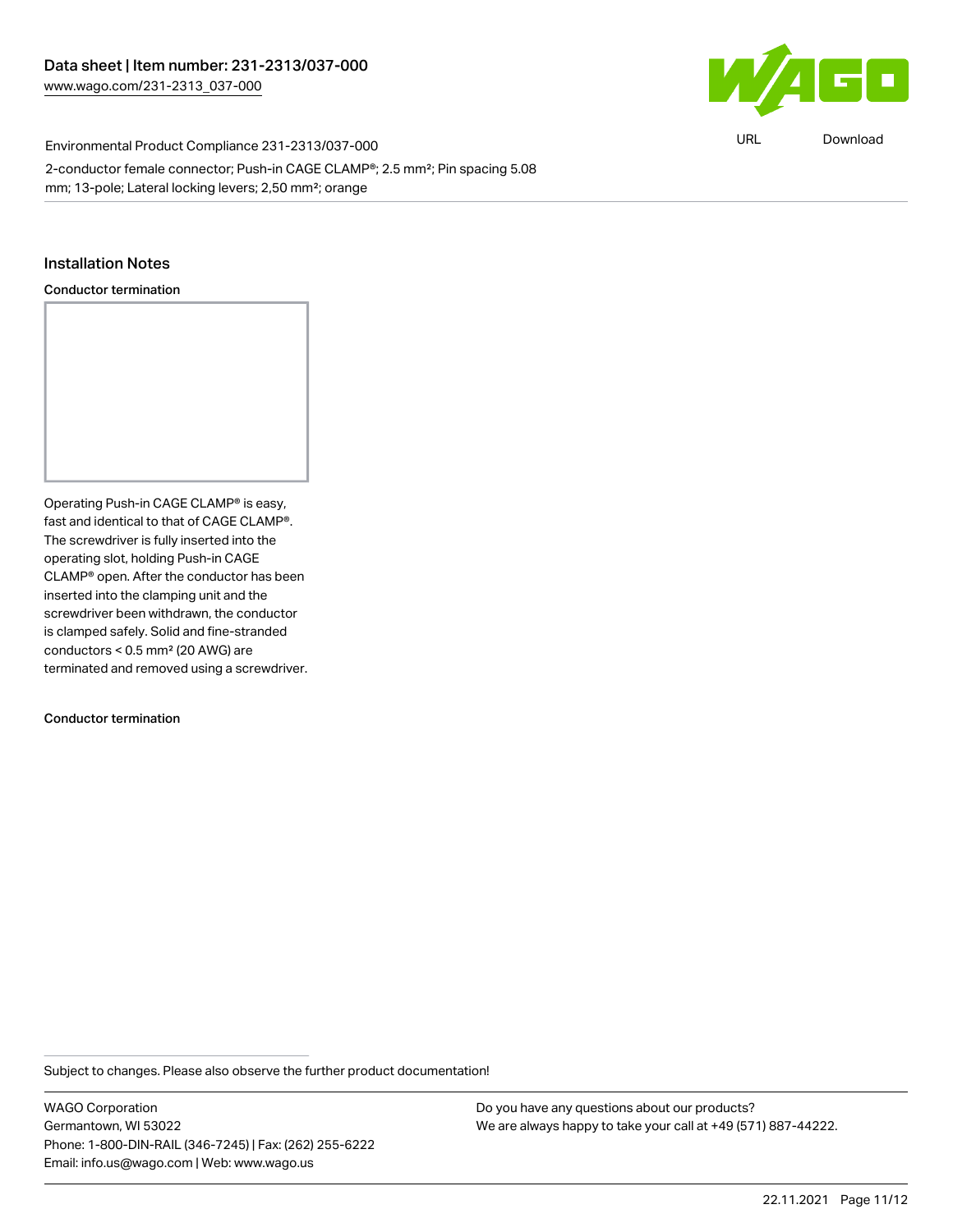Environmental Product Compliance 231-2313/037-000

2-conductor female connector; Push-in CAGE CLAMP®; 2.5 mm²; Pin spacing 5.08 mm; 13-pole; Lateral locking levers; 2,50 mm²; orange

## Installation Notes

### Conductor termination

Operating Push-in CAGE CLAMP® is easy, fast and identical to that of CAGE CLAMP®. The screwdriver is fully inserted into the operating slot, holding Push-in CAGE CLAMP® open. After the conductor has been inserted into the clamping unit and the screwdriver been withdrawn, the conductor is clamped safely. Solid and fine-stranded conductors < 0.5 mm² (20 AWG) are terminated and removed using a screwdriver.

### Conductor termination

Subject to changes. Please also observe the further product documentation!

WAGO Corporation
Germantown, WI 53022
Phone: 1-800-DIN-RAIL (346-7245) | Fax: (262) 255-6222
Email: info.us@wago.com | Web: www.wago.us

Do you have any questions about our products?
We are always happy to take your call at +49 (571) 887-44222.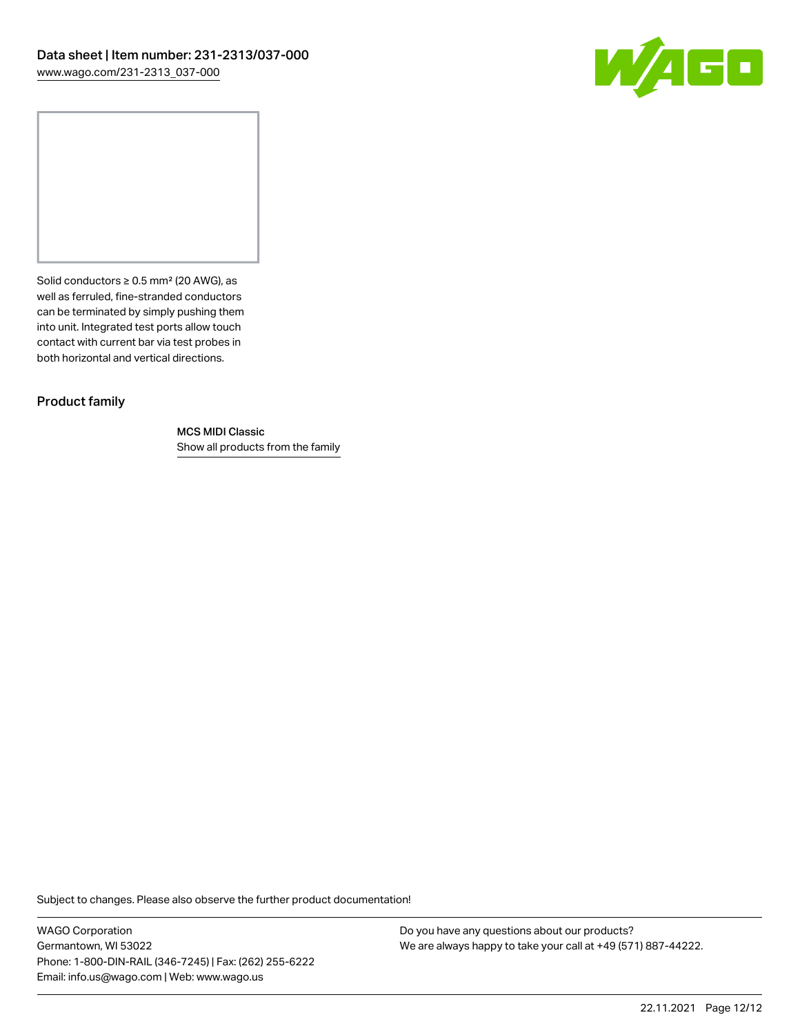Solid conductors ≥ 0.5 mm² (20 AWG), as well as ferruled, fine-stranded conductors can be terminated by simply pushing them into unit. Integrated test ports allow touch contact with current bar via test probes in both horizontal and vertical directions.

## Product family

MCS MIDI Classic
Show all products from the family

Subject to changes. Please also observe the further product documentation!

WAGO Corporation
Germantown, WI 53022
Phone: 1-800-DIN-RAIL (346-7245) | Fax: (262) 255-6222
Email: info.us@wago.com | Web: www.wago.us

Do you have any questions about our products?
We are always happy to take your call at +49 (571) 887-44222.